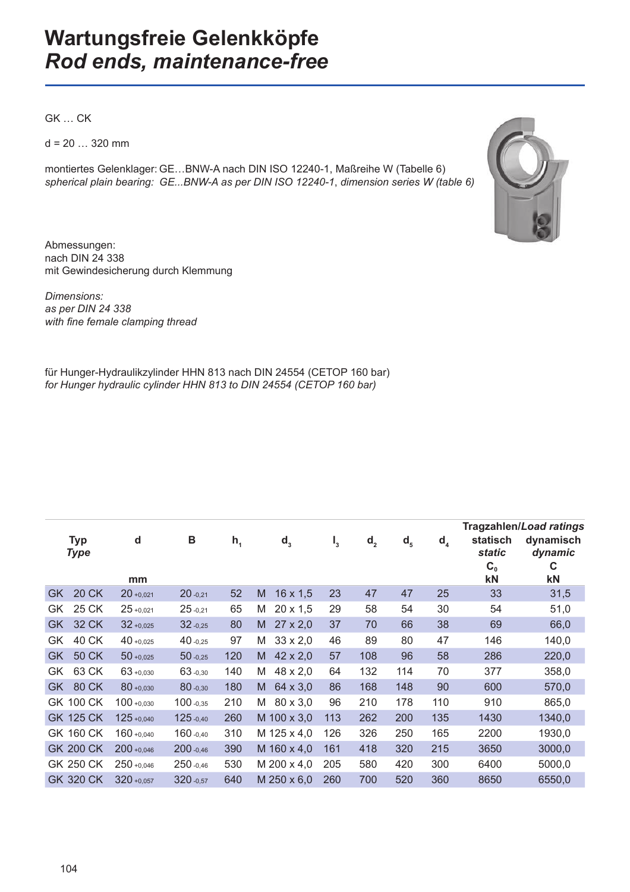# Wartungsfreie Gelenkköpfe
# *Rod ends, maintenance-free*

GK … CK

d = 20 … 320 mm

montiertes Gelenklager: GE…BNW-A nach DIN ISO 12240-1, Maßreihe W (Tabelle 6)
*spherical plain bearing: GE...BNW-A as per DIN ISO 12240-1, dimension series W (table 6)*

Abmessungen:
nach DIN 24 338
mit Gewindesicherung durch Klemmung

*Dimensions:*
*as per DIN 24 338*
*with fine female clamping thread*

für Hunger-Hydraulikzylinder HHN 813 nach DIN 24554 (CETOP 160 bar)
*for Hunger hydraulic cylinder HHN 813 to DIN 24554 (CETOP 160 bar)*

| Typ *Type* | d | B | $h_1$ | $d_3$ | $l_3$ | $d_2$ | $d_5$ | $d_4$ | Tragzahlen/*Load ratings* statisch *static* $C_0$ | dynamisch *dynamic* C |
|---|---|---|---|---|---|---|---|---|---|---|
| | mm | | | | | | | | kN | kN |
| GK 20 CK | $20_{+0,021}$ | $20_{-0,21}$ | 52 | M 16 x 1,5 | 23 | 47 | 47 | 25 | 33 | 31,5 |
| GK 25 CK | $25_{+0,021}$ | $25_{-0,21}$ | 65 | M 20 x 1,5 | 29 | 58 | 54 | 30 | 54 | 51,0 |
| GK 32 CK | $32_{+0,025}$ | $32_{-0,25}$ | 80 | M 27 x 2,0 | 37 | 70 | 66 | 38 | 69 | 66,0 |
| GK 40 CK | $40_{+0,025}$ | $40_{-0,25}$ | 97 | M 33 x 2,0 | 46 | 89 | 80 | 47 | 146 | 140,0 |
| GK 50 CK | $50_{+0,025}$ | $50_{-0,25}$ | 120 | M 42 x 2,0 | 57 | 108 | 96 | 58 | 286 | 220,0 |
| GK 63 CK | $63_{+0,030}$ | $63_{-0,30}$ | 140 | M 48 x 2,0 | 64 | 132 | 114 | 70 | 377 | 358,0 |
| GK 80 CK | $80_{+0,030}$ | $80_{-0,30}$ | 180 | M 64 x 3,0 | 86 | 168 | 148 | 90 | 600 | 570,0 |
| GK 100 CK | $100_{+0,030}$ | $100_{-0,35}$ | 210 | M 80 x 3,0 | 96 | 210 | 178 | 110 | 910 | 865,0 |
| GK 125 CK | $125_{+0,040}$ | $125_{-0,40}$ | 260 | M 100 x 3,0 | 113 | 262 | 200 | 135 | 1430 | 1340,0 |
| GK 160 CK | $160_{+0,040}$ | $160_{-0,40}$ | 310 | M 125 x 4,0 | 126 | 326 | 250 | 165 | 2200 | 1930,0 |
| GK 200 CK | $200_{+0,046}$ | $200_{-0,46}$ | 390 | M 160 x 4,0 | 161 | 418 | 320 | 215 | 3650 | 3000,0 |
| GK 250 CK | $250_{+0,046}$ | $250_{-0,46}$ | 530 | M 200 x 4,0 | 205 | 580 | 420 | 300 | 6400 | 5000,0 |
| GK 320 CK | $320_{+0,057}$ | $320_{-0,57}$ | 640 | M 250 x 6,0 | 260 | 700 | 520 | 360 | 8650 | 6550,0 |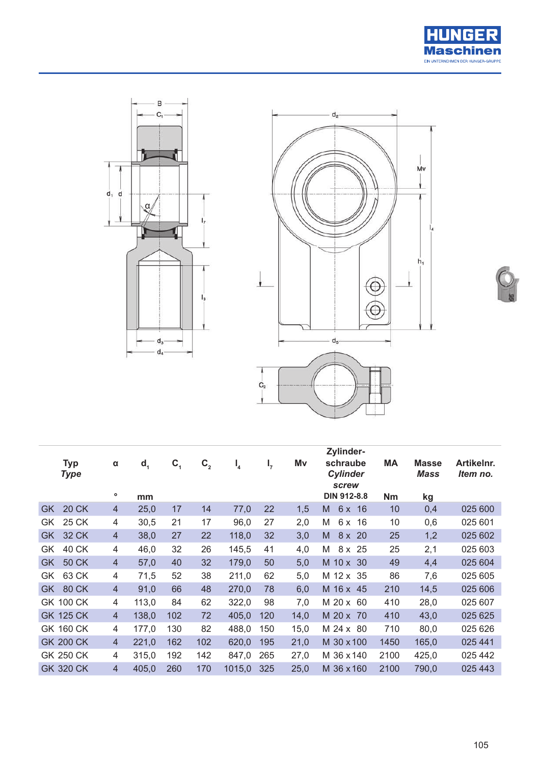| Typ *Type* | α ° | $d_1$ mm | $C_1$ | $C_2$ | $l_4$ | $l_7$ | Mv | Zylinder-schraube *Cylinder screw* DIN 912-8.8 | MA Nm | Masse *Mass* kg | Artikelnr. *Item no.* |
|---|---|---|---|---|---|---|---|---|---|---|---|
| GK 20 CK | 4 | 25,0 | 17 | 14 | 77,0 | 22 | 1,5 | M 6 x 16 | 10 | 0,4 | 025 600 |
| GK 25 CK | 4 | 30,5 | 21 | 17 | 96,0 | 27 | 2,0 | M 6 x 16 | 10 | 0,6 | 025 601 |
| GK 32 CK | 4 | 38,0 | 27 | 22 | 118,0 | 32 | 3,0 | M 8 x 20 | 25 | 1,2 | 025 602 |
| GK 40 CK | 4 | 46,0 | 32 | 26 | 145,5 | 41 | 4,0 | M 8 x 25 | 25 | 2,1 | 025 603 |
| GK 50 CK | 4 | 57,0 | 40 | 32 | 179,0 | 50 | 5,0 | M 10 x 30 | 49 | 4,4 | 025 604 |
| GK 63 CK | 4 | 71,5 | 52 | 38 | 211,0 | 62 | 5,0 | M 12 x 35 | 86 | 7,6 | 025 605 |
| GK 80 CK | 4 | 91,0 | 66 | 48 | 270,0 | 78 | 6,0 | M 16 x 45 | 210 | 14,5 | 025 606 |
| GK 100 CK | 4 | 113,0 | 84 | 62 | 322,0 | 98 | 7,0 | M 20 x 60 | 410 | 28,0 | 025 607 |
| GK 125 CK | 4 | 138,0 | 102 | 72 | 405,0 | 120 | 14,0 | M 20 x 70 | 410 | 43,0 | 025 625 |
| GK 160 CK | 4 | 177,0 | 130 | 82 | 488,0 | 150 | 15,0 | M 24 x 80 | 710 | 80,0 | 025 626 |
| GK 200 CK | 4 | 221,0 | 162 | 102 | 620,0 | 195 | 21,0 | M 30 x 100 | 1450 | 165,0 | 025 441 |
| GK 250 CK | 4 | 315,0 | 192 | 142 | 847,0 | 265 | 27,0 | M 36 x 140 | 2100 | 425,0 | 025 442 |
| GK 320 CK | 4 | 405,0 | 260 | 170 | 1015,0 | 325 | 25,0 | M 36 x 160 | 2100 | 790,0 | 025 443 |